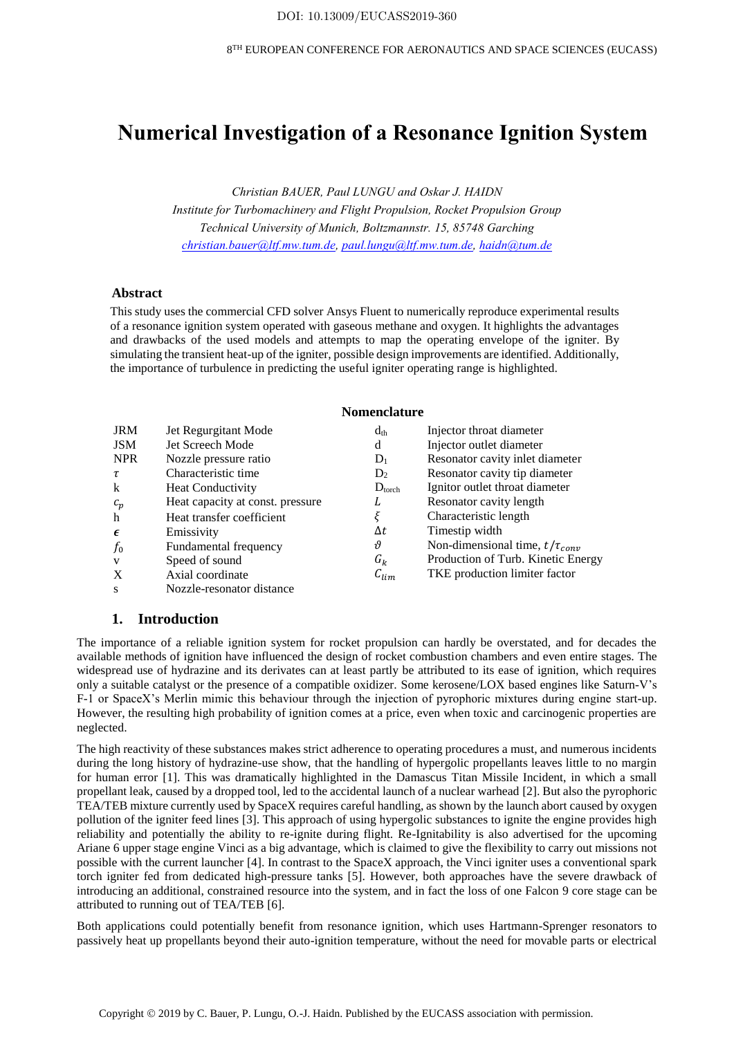DOI: 10.13009/EUCASS2019-360

# Numerical Investigation of a Resonance Ignition System

*Christian BAUER, Paul LUNGU and Oskar J. HAIDN*
*Institute for Turbomachinery and Flight Propulsion, Rocket Propulsion Group*
*Technical University of Munich, Boltzmannstr. 15, 85748 Garching*
*christian.bauer@ltf.mw.tum.de, paul.lungu@ltf.mw.tum.de, haidn@tum.de*

## Abstract

This study uses the commercial CFD solver Ansys Fluent to numerically reproduce experimental results of a resonance ignition system operated with gaseous methane and oxygen. It highlights the advantages and drawbacks of the used models and attempts to map the operating envelope of the igniter. By simulating the transient heat-up of the igniter, possible design improvements are identified. Additionally, the importance of turbulence in predicting the useful igniter operating range is highlighted.

## Nomenclature

| | | | |
|---|---|---|---|
| JRM | Jet Regurgitant Mode | $d_{th}$ | Injector throat diameter |
| JSM | Jet Screech Mode | d | Injector outlet diameter |
| NPR | Nozzle pressure ratio | $D_1$ | Resonator cavity inlet diameter |
| $\tau$ | Characteristic time | $D_2$ | Resonator cavity tip diameter |
| k | Heat Conductivity | $D_{torch}$ | Ignitor outlet throat diameter |
| $c_p$ | Heat capacity at const. pressure | $L$ | Resonator cavity length |
| h | Heat transfer coefficient | $\xi$ | Characteristic length |
| $\epsilon$ | Emissivity | $\Delta t$ | Timestip width |
| $f_0$ | Fundamental frequency | $\vartheta$ | Non-dimensional time, $t/\tau_{conv}$ |
| v | Speed of sound | $G_k$ | Production of Turb. Kinetic Energy |
| X | Axial coordinate | $C_{lim}$ | TKE production limiter factor |
| s | Nozzle-resonator distance | | |

## 1. Introduction

The importance of a reliable ignition system for rocket propulsion can hardly be overstated, and for decades the available methods of ignition have influenced the design of rocket combustion chambers and even entire stages. The widespread use of hydrazine and its derivates can at least partly be attributed to its ease of ignition, which requires only a suitable catalyst or the presence of a compatible oxidizer. Some kerosene/LOX based engines like Saturn-V's F-1 or SpaceX's Merlin mimic this behaviour through the injection of pyrophoric mixtures during engine start-up. However, the resulting high probability of ignition comes at a price, even when toxic and carcinogenic properties are neglected.

The high reactivity of these substances makes strict adherence to operating procedures a must, and numerous incidents during the long history of hydrazine-use show, that the handling of hypergolic propellants leaves little to no margin for human error [1]. This was dramatically highlighted in the Damascus Titan Missile Incident, in which a small propellant leak, caused by a dropped tool, led to the accidental launch of a nuclear warhead [2]. But also the pyrophoric TEA/TEB mixture currently used by SpaceX requires careful handling, as shown by the launch abort caused by oxygen pollution of the igniter feed lines [3]. This approach of using hypergolic substances to ignite the engine provides high reliability and potentially the ability to re-ignite during flight. Re-Ignitability is also advertised for the upcoming Ariane 6 upper stage engine Vinci as a big advantage, which is claimed to give the flexibility to carry out missions not possible with the current launcher [4]. In contrast to the SpaceX approach, the Vinci igniter uses a conventional spark torch igniter fed from dedicated high-pressure tanks [5]. However, both approaches have the severe drawback of introducing an additional, constrained resource into the system, and in fact the loss of one Falcon 9 core stage can be attributed to running out of TEA/TEB [6].

Both applications could potentially benefit from resonance ignition, which uses Hartmann-Sprenger resonators to passively heat up propellants beyond their auto-ignition temperature, without the need for movable parts or electrical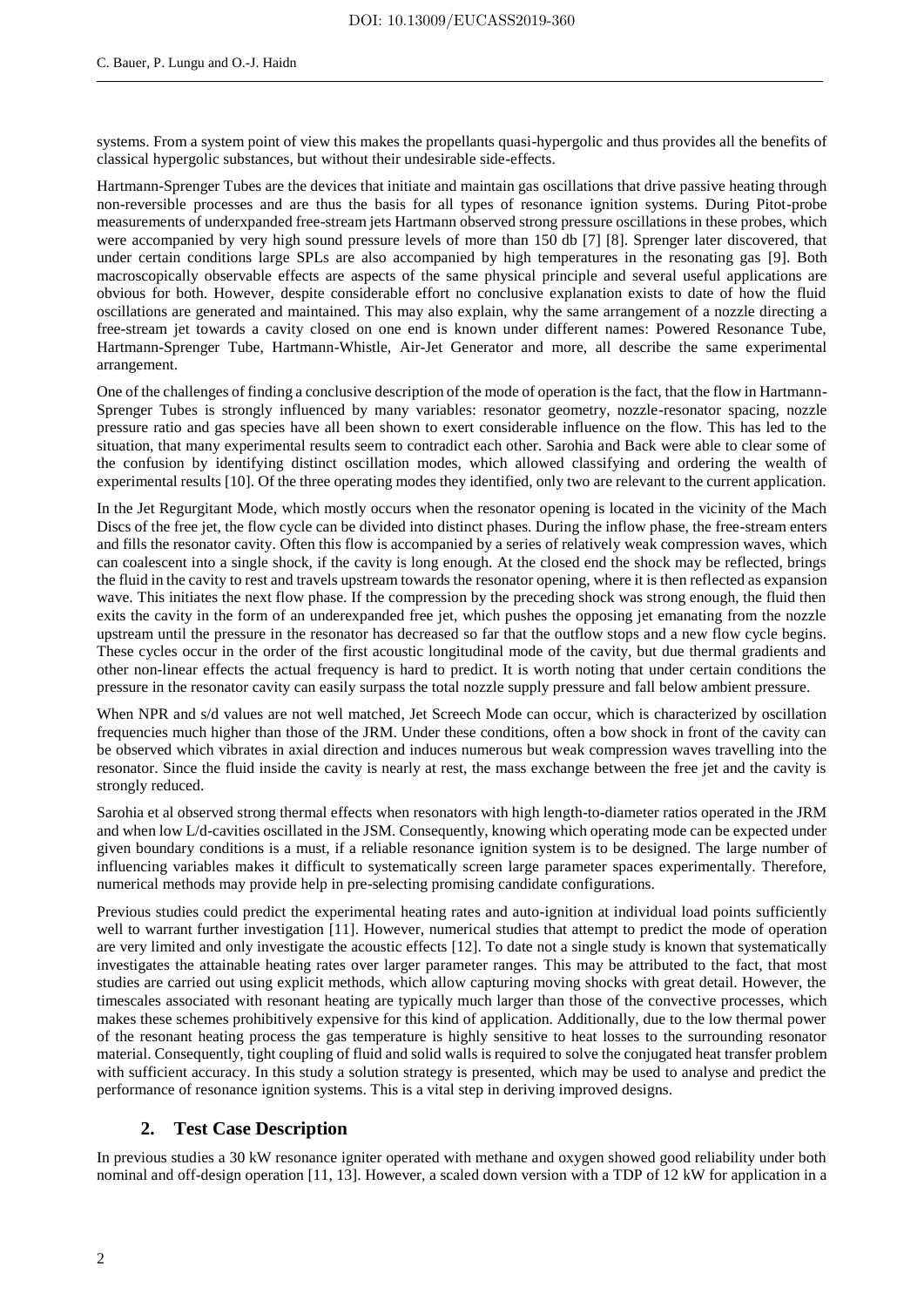systems. From a system point of view this makes the propellants quasi-hypergolic and thus provides all the benefits of classical hypergolic substances, but without their undesirable side-effects.

Hartmann-Sprenger Tubes are the devices that initiate and maintain gas oscillations that drive passive heating through non-reversible processes and are thus the basis for all types of resonance ignition systems. During Pitot-probe measurements of underxpanded free-stream jets Hartmann observed strong pressure oscillations in these probes, which were accompanied by very high sound pressure levels of more than 150 db [7] [8]. Sprenger later discovered, that under certain conditions large SPLs are also accompanied by high temperatures in the resonating gas [9]. Both macroscopically observable effects are aspects of the same physical principle and several useful applications are obvious for both. However, despite considerable effort no conclusive explanation exists to date of how the fluid oscillations are generated and maintained. This may also explain, why the same arrangement of a nozzle directing a free-stream jet towards a cavity closed on one end is known under different names: Powered Resonance Tube, Hartmann-Sprenger Tube, Hartmann-Whistle, Air-Jet Generator and more, all describe the same experimental arrangement.

One of the challenges of finding a conclusive description of the mode of operation is the fact, that the flow in Hartmann-Sprenger Tubes is strongly influenced by many variables: resonator geometry, nozzle-resonator spacing, nozzle pressure ratio and gas species have all been shown to exert considerable influence on the flow. This has led to the situation, that many experimental results seem to contradict each other. Sarohia and Back were able to clear some of the confusion by identifying distinct oscillation modes, which allowed classifying and ordering the wealth of experimental results [10]. Of the three operating modes they identified, only two are relevant to the current application.

In the Jet Regurgitant Mode, which mostly occurs when the resonator opening is located in the vicinity of the Mach Discs of the free jet, the flow cycle can be divided into distinct phases. During the inflow phase, the free-stream enters and fills the resonator cavity. Often this flow is accompanied by a series of relatively weak compression waves, which can coalescent into a single shock, if the cavity is long enough. At the closed end the shock may be reflected, brings the fluid in the cavity to rest and travels upstream towards the resonator opening, where it is then reflected as expansion wave. This initiates the next flow phase. If the compression by the preceding shock was strong enough, the fluid then exits the cavity in the form of an underexpanded free jet, which pushes the opposing jet emanating from the nozzle upstream until the pressure in the resonator has decreased so far that the outflow stops and a new flow cycle begins. These cycles occur in the order of the first acoustic longitudinal mode of the cavity, but due thermal gradients and other non-linear effects the actual frequency is hard to predict. It is worth noting that under certain conditions the pressure in the resonator cavity can easily surpass the total nozzle supply pressure and fall below ambient pressure.

When NPR and s/d values are not well matched, Jet Screech Mode can occur, which is characterized by oscillation frequencies much higher than those of the JRM. Under these conditions, often a bow shock in front of the cavity can be observed which vibrates in axial direction and induces numerous but weak compression waves travelling into the resonator. Since the fluid inside the cavity is nearly at rest, the mass exchange between the free jet and the cavity is strongly reduced.

Sarohia et al observed strong thermal effects when resonators with high length-to-diameter ratios operated in the JRM and when low L/d-cavities oscillated in the JSM. Consequently, knowing which operating mode can be expected under given boundary conditions is a must, if a reliable resonance ignition system is to be designed. The large number of influencing variables makes it difficult to systematically screen large parameter spaces experimentally. Therefore, numerical methods may provide help in pre-selecting promising candidate configurations.

Previous studies could predict the experimental heating rates and auto-ignition at individual load points sufficiently well to warrant further investigation [11]. However, numerical studies that attempt to predict the mode of operation are very limited and only investigate the acoustic effects [12]. To date not a single study is known that systematically investigates the attainable heating rates over larger parameter ranges. This may be attributed to the fact, that most studies are carried out using explicit methods, which allow capturing moving shocks with great detail. However, the timescales associated with resonant heating are typically much larger than those of the convective processes, which makes these schemes prohibitively expensive for this kind of application. Additionally, due to the low thermal power of the resonant heating process the gas temperature is highly sensitive to heat losses to the surrounding resonator material. Consequently, tight coupling of fluid and solid walls is required to solve the conjugated heat transfer problem with sufficient accuracy. In this study a solution strategy is presented, which may be used to analyse and predict the performance of resonance ignition systems. This is a vital step in deriving improved designs.

## 2. Test Case Description

In previous studies a 30 kW resonance igniter operated with methane and oxygen showed good reliability under both nominal and off-design operation [11, 13]. However, a scaled down version with a TDP of 12 kW for application in a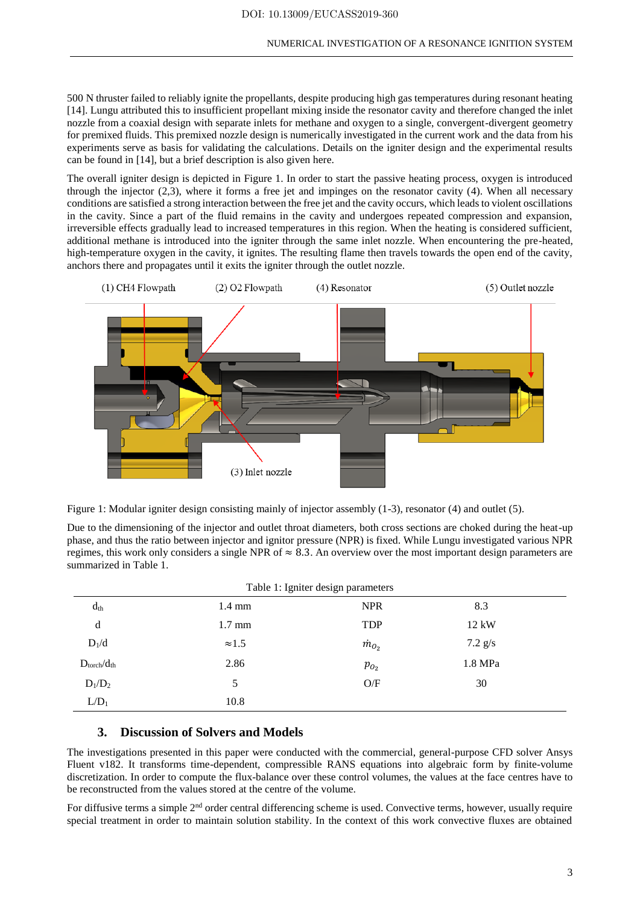500 N thruster failed to reliably ignite the propellants, despite producing high gas temperatures during resonant heating [14]. Lungu attributed this to insufficient propellant mixing inside the resonator cavity and therefore changed the inlet nozzle from a coaxial design with separate inlets for methane and oxygen to a single, convergent-divergent geometry for premixed fluids. This premixed nozzle design is numerically investigated in the current work and the data from his experiments serve as basis for validating the calculations. Details on the igniter design and the experimental results can be found in [14], but a brief description is also given here.

The overall igniter design is depicted in Figure 1. In order to start the passive heating process, oxygen is introduced through the injector (2,3), where it forms a free jet and impinges on the resonator cavity (4). When all necessary conditions are satisfied a strong interaction between the free jet and the cavity occurs, which leads to violent oscillations in the cavity. Since a part of the fluid remains in the cavity and undergoes repeated compression and expansion, irreversible effects gradually lead to increased temperatures in this region. When the heating is considered sufficient, additional methane is introduced into the igniter through the same inlet nozzle. When encountering the pre-heated, high-temperature oxygen in the cavity, it ignites. The resulting flame then travels towards the open end of the cavity, anchors there and propagates until it exits the igniter through the outlet nozzle.

Figure 1: Modular igniter design consisting mainly of injector assembly (1-3), resonator (4) and outlet (5).

Due to the dimensioning of the injector and outlet throat diameters, both cross sections are choked during the heat-up phase, and thus the ratio between injector and ignitor pressure (NPR) is fixed. While Lungu investigated various NPR regimes, this work only considers a single NPR of $\approx 8.3$. An overview over the most important design parameters are summarized in Table 1.

Table 1: Igniter design parameters

| | | | |
|---|---|---|---|
| $d_{th}$ | 1.4 mm | NPR | 8.3 |
| d | 1.7 mm | TDP | 12 kW |
| $D_1/d$ | $\approx$1.5 | $\dot{m}_{O_2}$ | 7.2 g/s |
| $D_{torch}/d_{th}$ | 2.86 | $p_{O_2}$ | 1.8 MPa |
| $D_1/D_2$ | 5 | O/F | 30 |
| $L/D_1$ | 10.8 | | |

## 3. Discussion of Solvers and Models

The investigations presented in this paper were conducted with the commercial, general-purpose CFD solver Ansys Fluent v182. It transforms time-dependent, compressible RANS equations into algebraic form by finite-volume discretization. In order to compute the flux-balance over these control volumes, the values at the face centres have to be reconstructed from the values stored at the centre of the volume.

For diffusive terms a simple 2nd order central differencing scheme is used. Convective terms, however, usually require special treatment in order to maintain solution stability. In the context of this work convective fluxes are obtained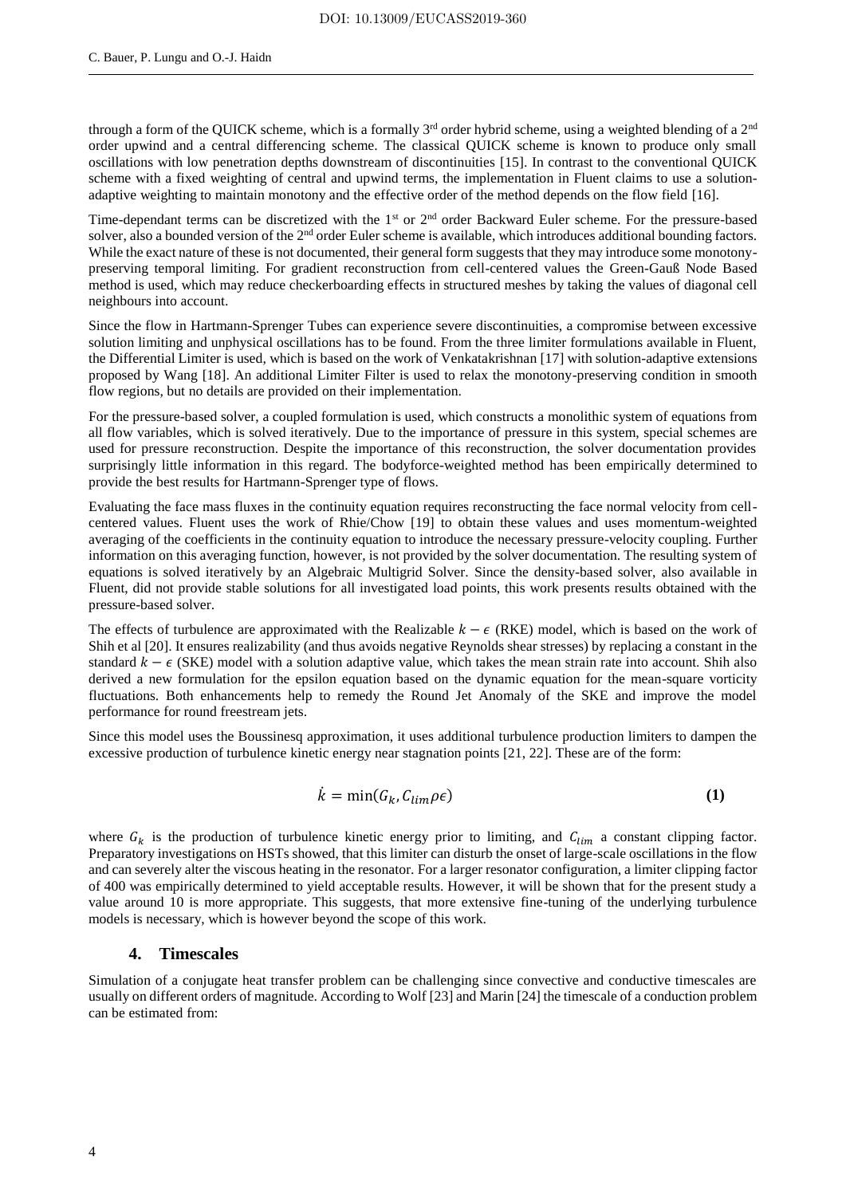through a form of the QUICK scheme, which is a formally 3rd order hybrid scheme, using a weighted blending of a 2nd order upwind and a central differencing scheme. The classical QUICK scheme is known to produce only small oscillations with low penetration depths downstream of discontinuities [15]. In contrast to the conventional QUICK scheme with a fixed weighting of central and upwind terms, the implementation in Fluent claims to use a solution-adaptive weighting to maintain monotony and the effective order of the method depends on the flow field [16].

Time-dependant terms can be discretized with the 1st or 2nd order Backward Euler scheme. For the pressure-based solver, also a bounded version of the 2nd order Euler scheme is available, which introduces additional bounding factors. While the exact nature of these is not documented, their general form suggests that they may introduce some monotony-preserving temporal limiting. For gradient reconstruction from cell-centered values the Green-Gauß Node Based method is used, which may reduce checkerboarding effects in structured meshes by taking the values of diagonal cell neighbours into account.

Since the flow in Hartmann-Sprenger Tubes can experience severe discontinuities, a compromise between excessive solution limiting and unphysical oscillations has to be found. From the three limiter formulations available in Fluent, the Differential Limiter is used, which is based on the work of Venkatakrishnan [17] with solution-adaptive extensions proposed by Wang [18]. An additional Limiter Filter is used to relax the monotony-preserving condition in smooth flow regions, but no details are provided on their implementation.

For the pressure-based solver, a coupled formulation is used, which constructs a monolithic system of equations from all flow variables, which is solved iteratively. Due to the importance of pressure in this system, special schemes are used for pressure reconstruction. Despite the importance of this reconstruction, the solver documentation provides surprisingly little information in this regard. The bodyforce-weighted method has been empirically determined to provide the best results for Hartmann-Sprenger type of flows.

Evaluating the face mass fluxes in the continuity equation requires reconstructing the face normal velocity from cell-centered values. Fluent uses the work of Rhie/Chow [19] to obtain these values and uses momentum-weighted averaging of the coefficients in the continuity equation to introduce the necessary pressure-velocity coupling. Further information on this averaging function, however, is not provided by the solver documentation. The resulting system of equations is solved iteratively by an Algebraic Multigrid Solver. Since the density-based solver, also available in Fluent, did not provide stable solutions for all investigated load points, this work presents results obtained with the pressure-based solver.

The effects of turbulence are approximated with the Realizable $k-\epsilon$ (RKE) model, which is based on the work of Shih et al [20]. It ensures realizability (and thus avoids negative Reynolds shear stresses) by replacing a constant in the standard $k-\epsilon$ (SKE) model with a solution adaptive value, which takes the mean strain rate into account. Shih also derived a new formulation for the epsilon equation based on the dynamic equation for the mean-square vorticity fluctuations. Both enhancements help to remedy the Round Jet Anomaly of the SKE and improve the model performance for round freestream jets.

Since this model uses the Boussinesq approximation, it uses additional turbulence production limiters to dampen the excessive production of turbulence kinetic energy near stagnation points [21, 22]. These are of the form:

$$\dot{k} = \min(G_k, C_{lim}\rho\epsilon) \tag{1}$$

where $G_k$ is the production of turbulence kinetic energy prior to limiting, and $C_{lim}$ a constant clipping factor. Preparatory investigations on HSTs showed, that this limiter can disturb the onset of large-scale oscillations in the flow and can severely alter the viscous heating in the resonator. For a larger resonator configuration, a limiter clipping factor of 400 was empirically determined to yield acceptable results. However, it will be shown that for the present study a value around 10 is more appropriate. This suggests, that more extensive fine-tuning of the underlying turbulence models is necessary, which is however beyond the scope of this work.

## 4. Timescales

Simulation of a conjugate heat transfer problem can be challenging since convective and conductive timescales are usually on different orders of magnitude. According to Wolf [23] and Marin [24] the timescale of a conduction problem can be estimated from: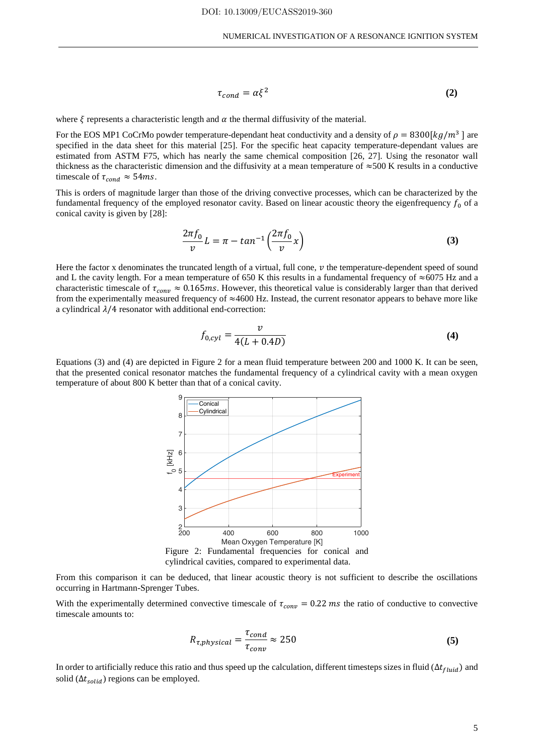$$\tau_{cond} = \alpha \xi^2 \tag{2}$$

where $\xi$ represents a characteristic length and $\alpha$ the thermal diffusivity of the material.

For the EOS MP1 CoCrMo powder temperature-dependant heat conductivity and a density of $\rho = 8300[kg/m^3]$ are specified in the data sheet for this material [25]. For the specific heat capacity temperature-dependant values are estimated from ASTM F75, which has nearly the same chemical composition [26, 27]. Using the resonator wall thickness as the characteristic dimension and the diffusivity at a mean temperature of ≈500 K results in a conductive timescale of $\tau_{cond} \approx 54ms$.

This is orders of magnitude larger than those of the driving convective processes, which can be characterized by the fundamental frequency of the employed resonator cavity. Based on linear acoustic theory the eigenfrequency $f_0$ of a conical cavity is given by [28]:

$$\frac{2\pi f_0}{v} L = \pi - tan^{-1}\left(\frac{2\pi f_0}{v} x\right) \tag{3}$$

Here the factor x denominates the truncated length of a virtual, full cone, $v$ the temperature-dependent speed of sound and L the cavity length. For a mean temperature of 650 K this results in a fundamental frequency of ≈6075 Hz and a characteristic timescale of $\tau_{conv} \approx 0.165ms$. However, this theoretical value is considerably larger than that derived from the experimentally measured frequency of ≈4600 Hz. Instead, the current resonator appears to behave more like a cylindrical $\lambda/4$ resonator with additional end-correction:

$$f_{0,cyl} = \frac{v}{4(L + 0.4D)} \tag{4}$$

Equations (3) and (4) are depicted in Figure 2 for a mean fluid temperature between 200 and 1000 K. It can be seen, that the presented conical resonator matches the fundamental frequency of a cylindrical cavity with a mean oxygen temperature of about 800 K better than that of a conical cavity.

Figure 2: Fundamental frequencies for conical and cylindrical cavities, compared to experimental data.

From this comparison it can be deduced, that linear acoustic theory is not sufficient to describe the oscillations occurring in Hartmann-Sprenger Tubes.

With the experimentally determined convective timescale of $\tau_{conv} = 0.22\ ms$ the ratio of conductive to convective timescale amounts to:

$$R_{\tau,physical} = \frac{\tau_{cond}}{\tau_{conv}} \approx 250 \tag{5}$$

In order to artificially reduce this ratio and thus speed up the calculation, different timesteps sizes in fluid ($\Delta t_{fluid}$) and solid ($\Delta t_{solid}$) regions can be employed.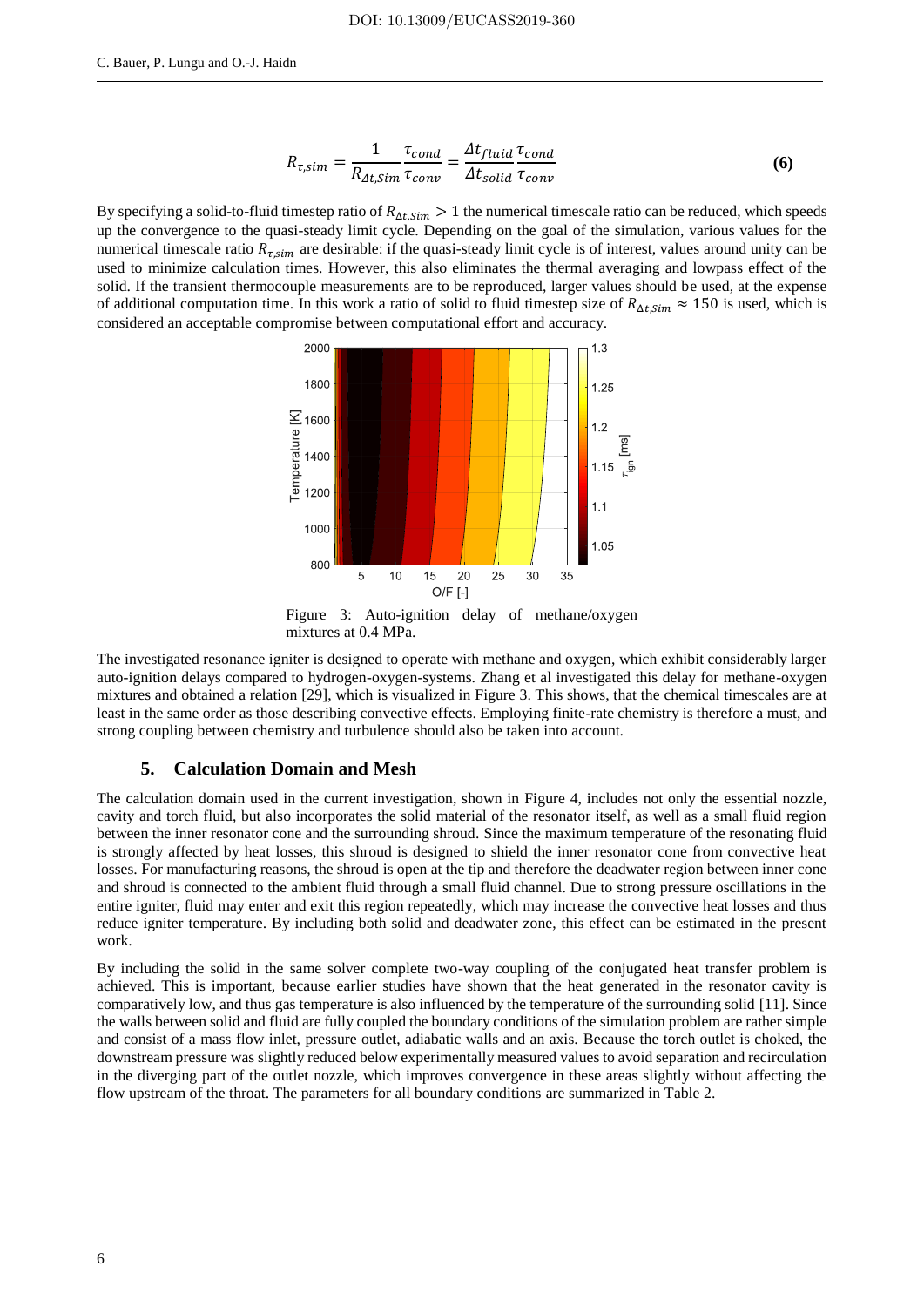$$R_{\tau,sim} = \frac{1}{R_{\Delta t,Sim}} \frac{\tau_{cond}}{\tau_{conv}} = \frac{\Delta t_{fluid}}{\Delta t_{solid}} \frac{\tau_{cond}}{\tau_{conv}} \tag{6}$$

By specifying a solid-to-fluid timestep ratio of $R_{\Delta t,Sim} > 1$ the numerical timescale ratio can be reduced, which speeds up the convergence to the quasi-steady limit cycle. Depending on the goal of the simulation, various values for the numerical timescale ratio $R_{\tau,sim}$ are desirable: if the quasi-steady limit cycle is of interest, values around unity can be used to minimize calculation times. However, this also eliminates the thermal averaging and lowpass effect of the solid. If the transient thermocouple measurements are to be reproduced, larger values should be used, at the expense of additional computation time. In this work a ratio of solid to fluid timestep size of $R_{\Delta t,Sim} \approx 150$ is used, which is considered an acceptable compromise between computational effort and accuracy.

Figure 3: Auto-ignition delay of methane/oxygen mixtures at 0.4 MPa.

The investigated resonance igniter is designed to operate with methane and oxygen, which exhibit considerably larger auto-ignition delays compared to hydrogen-oxygen-systems. Zhang et al investigated this delay for methane-oxygen mixtures and obtained a relation [29], which is visualized in Figure 3. This shows, that the chemical timescales are at least in the same order as those describing convective effects. Employing finite-rate chemistry is therefore a must, and strong coupling between chemistry and turbulence should also be taken into account.

## 5. Calculation Domain and Mesh

The calculation domain used in the current investigation, shown in Figure 4, includes not only the essential nozzle, cavity and torch fluid, but also incorporates the solid material of the resonator itself, as well as a small fluid region between the inner resonator cone and the surrounding shroud. Since the maximum temperature of the resonating fluid is strongly affected by heat losses, this shroud is designed to shield the inner resonator cone from convective heat losses. For manufacturing reasons, the shroud is open at the tip and therefore the deadwater region between inner cone and shroud is connected to the ambient fluid through a small fluid channel. Due to strong pressure oscillations in the entire igniter, fluid may enter and exit this region repeatedly, which may increase the convective heat losses and thus reduce igniter temperature. By including both solid and deadwater zone, this effect can be estimated in the present work.

By including the solid in the same solver complete two-way coupling of the conjugated heat transfer problem is achieved. This is important, because earlier studies have shown that the heat generated in the resonator cavity is comparatively low, and thus gas temperature is also influenced by the temperature of the surrounding solid [11]. Since the walls between solid and fluid are fully coupled the boundary conditions of the simulation problem are rather simple and consist of a mass flow inlet, pressure outlet, adiabatic walls and an axis. Because the torch outlet is choked, the downstream pressure was slightly reduced below experimentally measured values to avoid separation and recirculation in the diverging part of the outlet nozzle, which improves convergence in these areas slightly without affecting the flow upstream of the throat. The parameters for all boundary conditions are summarized in Table 2.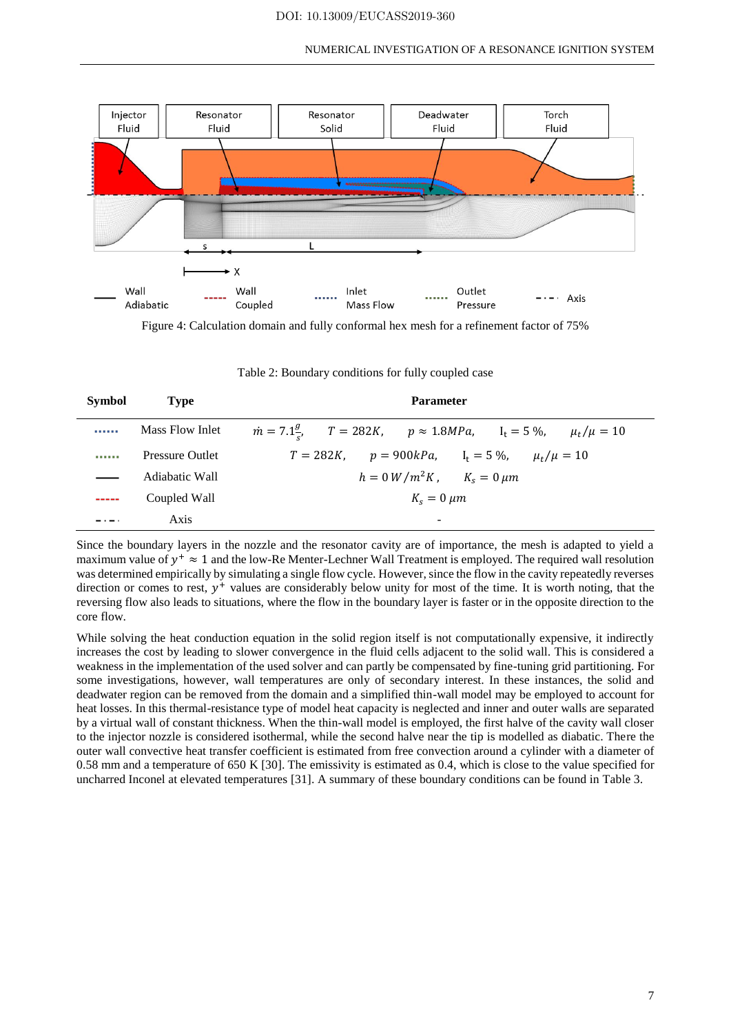Figure 4: Calculation domain and fully conformal hex mesh for a refinement factor of 75%

Table 2: Boundary conditions for fully coupled case

| Symbol | Type | Parameter |
|---|---|---|
| ...... | Mass Flow Inlet | $\dot{m} = 7.1\frac{g}{s}$, $T = 282K$, $p \approx 1.8MPa$, $I_t = 5\,\%$, $\mu_t/\mu = 10$ |
| ...... | Pressure Outlet | $T = 282K$, $p = 900kPa$, $I_t = 5\,\%$, $\mu_t/\mu = 10$ |
| —— | Adiabatic Wall | $h = 0\,W/m^2K$, $K_s = 0\,\mu m$ |
| ----- | Coupled Wall | $K_s = 0\,\mu m$ |
| -·-· | Axis | - |

Since the boundary layers in the nozzle and the resonator cavity are of importance, the mesh is adapted to yield a maximum value of $y^+ \approx 1$ and the low-Re Menter-Lechner Wall Treatment is employed. The required wall resolution was determined empirically by simulating a single flow cycle. However, since the flow in the cavity repeatedly reverses direction or comes to rest, $y^+$ values are considerably below unity for most of the time. It is worth noting, that the reversing flow also leads to situations, where the flow in the boundary layer is faster or in the opposite direction to the core flow.

While solving the heat conduction equation in the solid region itself is not computationally expensive, it indirectly increases the cost by leading to slower convergence in the fluid cells adjacent to the solid wall. This is considered a weakness in the implementation of the used solver and can partly be compensated by fine-tuning grid partitioning. For some investigations, however, wall temperatures are only of secondary interest. In these instances, the solid and deadwater region can be removed from the domain and a simplified thin-wall model may be employed to account for heat losses. In this thermal-resistance type of model heat capacity is neglected and inner and outer walls are separated by a virtual wall of constant thickness. When the thin-wall model is employed, the first halve of the cavity wall closer to the injector nozzle is considered isothermal, while the second halve near the tip is modelled as diabatic. There the outer wall convective heat transfer coefficient is estimated from free convection around a cylinder with a diameter of 0.58 mm and a temperature of 650 K [30]. The emissivity is estimated as 0.4, which is close to the value specified for uncharred Inconel at elevated temperatures [31]. A summary of these boundary conditions can be found in Table 3.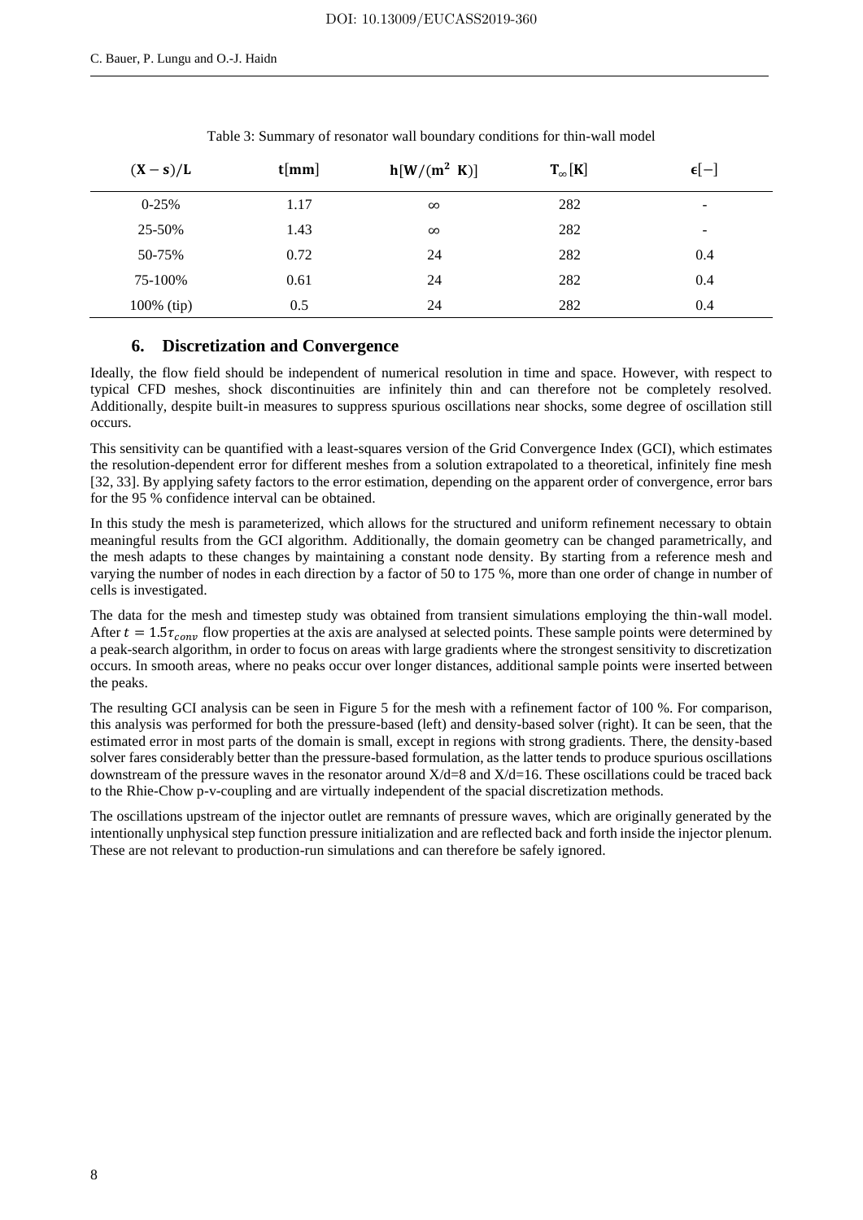Table 3: Summary of resonator wall boundary conditions for thin-wall model

| $(\mathbf{X}-\mathbf{s})/\mathbf{L}$ | $\mathbf{t}[\mathbf{mm}]$ | $\mathbf{h}[\mathbf{W}/(\mathbf{m}^2\ \mathbf{K})]$ | $\mathbf{T}_\infty[\mathbf{K}]$ | $\boldsymbol{\epsilon}[-]$ |
|---|---|---|---|---|
| 0-25% | 1.17 | $\infty$ | 282 | - |
| 25-50% | 1.43 | $\infty$ | 282 | - |
| 50-75% | 0.72 | 24 | 282 | 0.4 |
| 75-100% | 0.61 | 24 | 282 | 0.4 |
| 100% (tip) | 0.5 | 24 | 282 | 0.4 |

## 6. Discretization and Convergence

Ideally, the flow field should be independent of numerical resolution in time and space. However, with respect to typical CFD meshes, shock discontinuities are infinitely thin and can therefore not be completely resolved. Additionally, despite built-in measures to suppress spurious oscillations near shocks, some degree of oscillation still occurs.

This sensitivity can be quantified with a least-squares version of the Grid Convergence Index (GCI), which estimates the resolution-dependent error for different meshes from a solution extrapolated to a theoretical, infinitely fine mesh [32, 33]. By applying safety factors to the error estimation, depending on the apparent order of convergence, error bars for the 95 % confidence interval can be obtained.

In this study the mesh is parameterized, which allows for the structured and uniform refinement necessary to obtain meaningful results from the GCI algorithm. Additionally, the domain geometry can be changed parametrically, and the mesh adapts to these changes by maintaining a constant node density. By starting from a reference mesh and varying the number of nodes in each direction by a factor of 50 to 175 %, more than one order of change in number of cells is investigated.

The data for the mesh and timestep study was obtained from transient simulations employing the thin-wall model. After $t = 1.5\tau_{conv}$ flow properties at the axis are analysed at selected points. These sample points were determined by a peak-search algorithm, in order to focus on areas with large gradients where the strongest sensitivity to discretization occurs. In smooth areas, where no peaks occur over longer distances, additional sample points were inserted between the peaks.

The resulting GCI analysis can be seen in Figure 5 for the mesh with a refinement factor of 100 %. For comparison, this analysis was performed for both the pressure-based (left) and density-based solver (right). It can be seen, that the estimated error in most parts of the domain is small, except in regions with strong gradients. There, the density-based solver fares considerably better than the pressure-based formulation, as the latter tends to produce spurious oscillations downstream of the pressure waves in the resonator around X/d=8 and X/d=16. These oscillations could be traced back to the Rhie-Chow p-v-coupling and are virtually independent of the spacial discretization methods.

The oscillations upstream of the injector outlet are remnants of pressure waves, which are originally generated by the intentionally unphysical step function pressure initialization and are reflected back and forth inside the injector plenum. These are not relevant to production-run simulations and can therefore be safely ignored.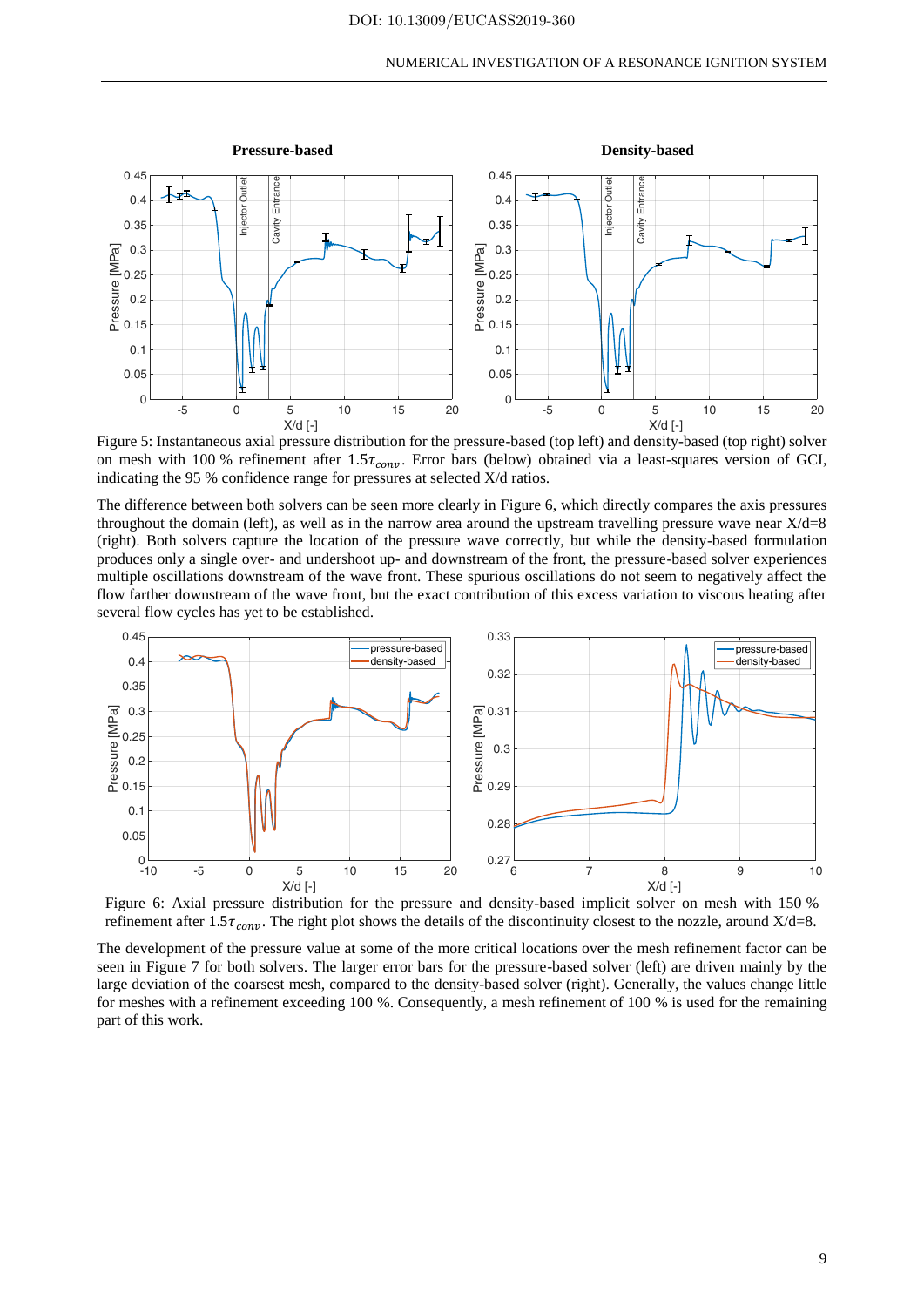Figure 5: Instantaneous axial pressure distribution for the pressure-based (top left) and density-based (top right) solver on mesh with 100 % refinement after $1.5\tau_{conv}$. Error bars (below) obtained via a least-squares version of GCI, indicating the 95 % confidence range for pressures at selected X/d ratios.

The difference between both solvers can be seen more clearly in Figure 6, which directly compares the axis pressures throughout the domain (left), as well as in the narrow area around the upstream travelling pressure wave near X/d=8 (right). Both solvers capture the location of the pressure wave correctly, but while the density-based formulation produces only a single over- and undershoot up- and downstream of the front, the pressure-based solver experiences multiple oscillations downstream of the wave front. These spurious oscillations do not seem to negatively affect the flow farther downstream of the wave front, but the exact contribution of this excess variation to viscous heating after several flow cycles has yet to be established.

Figure 6: Axial pressure distribution for the pressure and density-based implicit solver on mesh with 150 % refinement after $1.5\tau_{conv}$. The right plot shows the details of the discontinuity closest to the nozzle, around X/d=8.

The development of the pressure value at some of the more critical locations over the mesh refinement factor can be seen in Figure 7 for both solvers. The larger error bars for the pressure-based solver (left) are driven mainly by the large deviation of the coarsest mesh, compared to the density-based solver (right). Generally, the values change little for meshes with a refinement exceeding 100 %. Consequently, a mesh refinement of 100 % is used for the remaining part of this work.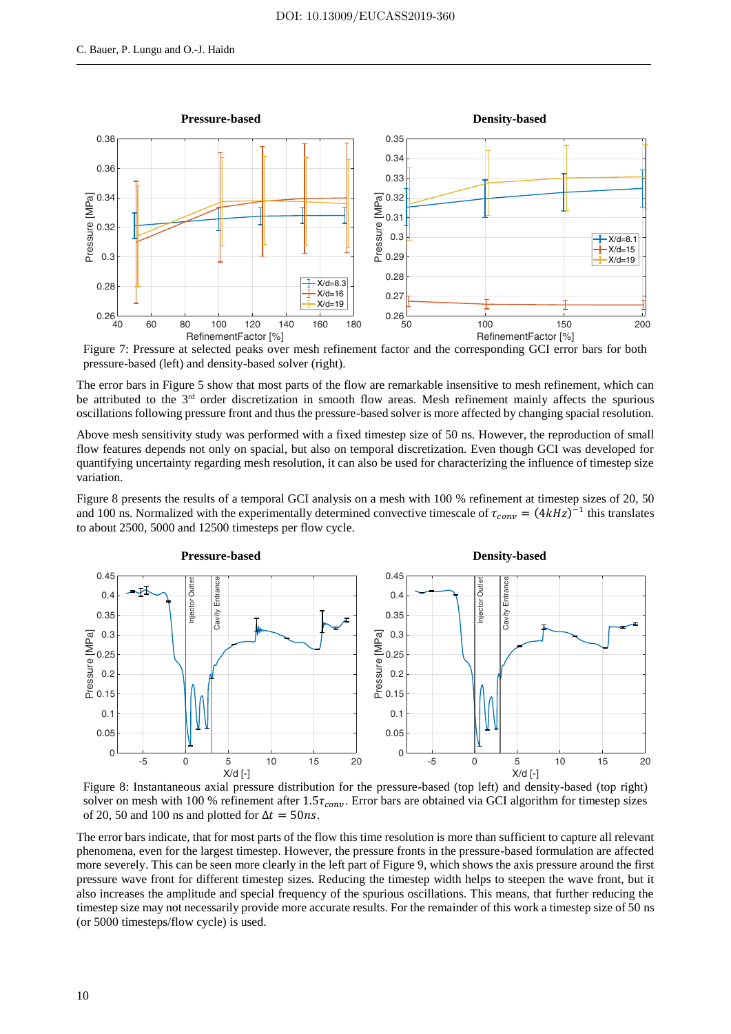Figure 7: Pressure at selected peaks over mesh refinement factor and the corresponding GCI error bars for both pressure-based (left) and density-based solver (right).

The error bars in Figure 5 show that most parts of the flow are remarkable insensitive to mesh refinement, which can be attributed to the 3rd order discretization in smooth flow areas. Mesh refinement mainly affects the spurious oscillations following pressure front and thus the pressure-based solver is more affected by changing spacial resolution.

Above mesh sensitivity study was performed with a fixed timestep size of 50 ns. However, the reproduction of small flow features depends not only on spacial, but also on temporal discretization. Even though GCI was developed for quantifying uncertainty regarding mesh resolution, it can also be used for characterizing the influence of timestep size variation.

Figure 8 presents the results of a temporal GCI analysis on a mesh with 100 % refinement at timestep sizes of 20, 50 and 100 ns. Normalized with the experimentally determined convective timescale of $\tau_{conv} = (4kHz)^{-1}$ this translates to about 2500, 5000 and 12500 timesteps per flow cycle.

Figure 8: Instantaneous axial pressure distribution for the pressure-based (top left) and density-based (top right) solver on mesh with 100 % refinement after $1.5\tau_{conv}$. Error bars are obtained via GCI algorithm for timestep sizes of 20, 50 and 100 ns and plotted for $\Delta t = 50ns$.

The error bars indicate, that for most parts of the flow this time resolution is more than sufficient to capture all relevant phenomena, even for the largest timestep. However, the pressure fronts in the pressure-based formulation are affected more severely. This can be seen more clearly in the left part of Figure 9, which shows the axis pressure around the first pressure wave front for different timestep sizes. Reducing the timestep width helps to steepen the wave front, but it also increases the amplitude and special frequency of the spurious oscillations. This means, that further reducing the timestep size may not necessarily provide more accurate results. For the remainder of this work a timestep size of 50 ns (or 5000 timesteps/flow cycle) is used.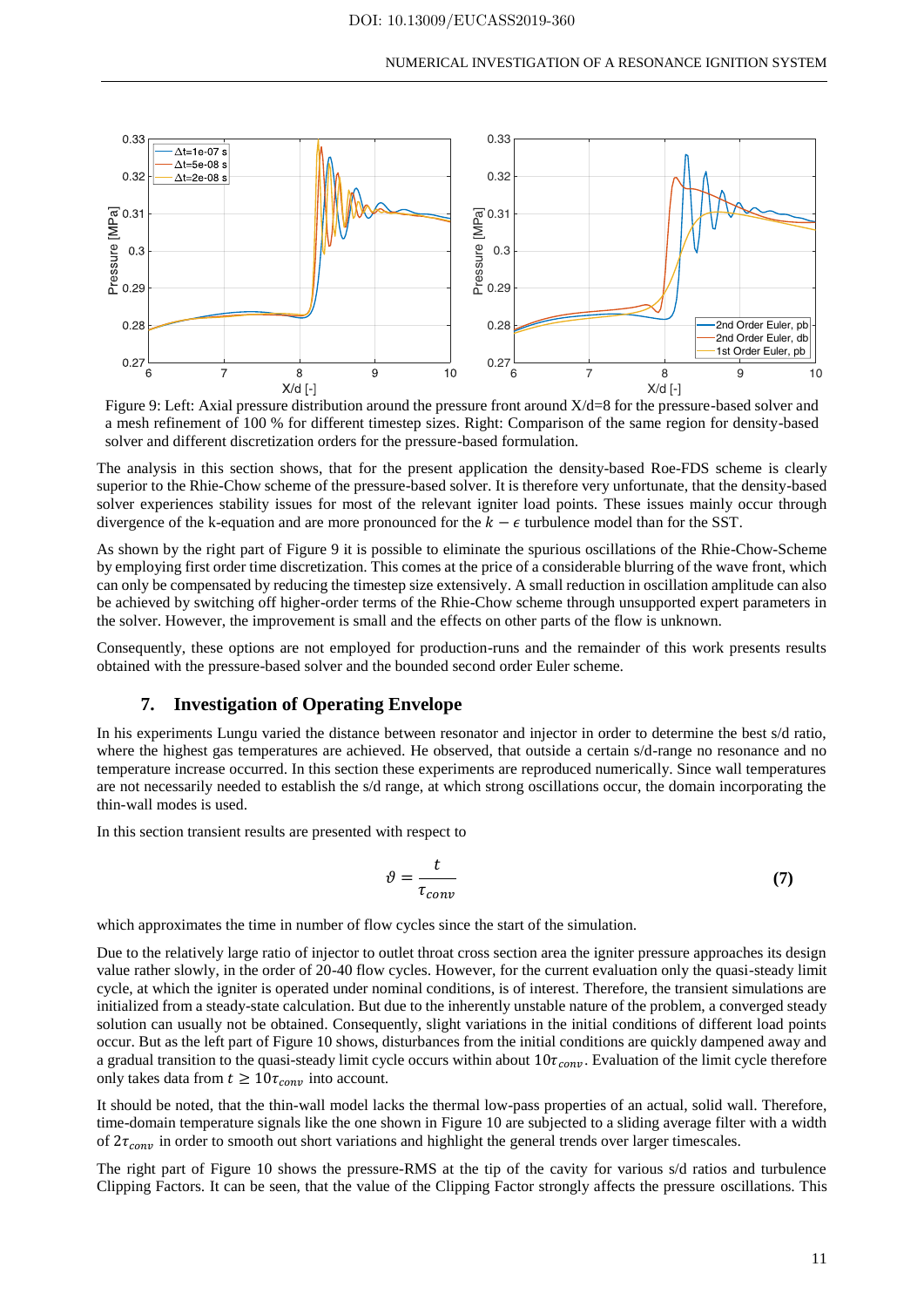Figure 9: Left: Axial pressure distribution around the pressure front around X/d=8 for the pressure-based solver and a mesh refinement of 100 % for different timestep sizes. Right: Comparison of the same region for density-based solver and different discretization orders for the pressure-based formulation.

The analysis in this section shows, that for the present application the density-based Roe-FDS scheme is clearly superior to the Rhie-Chow scheme of the pressure-based solver. It is therefore very unfortunate, that the density-based solver experiences stability issues for most of the relevant igniter load points. These issues mainly occur through divergence of the k-equation and are more pronounced for the $k - \epsilon$ turbulence model than for the SST.

As shown by the right part of Figure 9 it is possible to eliminate the spurious oscillations of the Rhie-Chow-Scheme by employing first order time discretization. This comes at the price of a considerable blurring of the wave front, which can only be compensated by reducing the timestep size extensively. A small reduction in oscillation amplitude can also be achieved by switching off higher-order terms of the Rhie-Chow scheme through unsupported expert parameters in the solver. However, the improvement is small and the effects on other parts of the flow is unknown.

Consequently, these options are not employed for production-runs and the remainder of this work presents results obtained with the pressure-based solver and the bounded second order Euler scheme.

## 7. Investigation of Operating Envelope

In his experiments Lungu varied the distance between resonator and injector in order to determine the best s/d ratio, where the highest gas temperatures are achieved. He observed, that outside a certain s/d-range no resonance and no temperature increase occurred. In this section these experiments are reproduced numerically. Since wall temperatures are not necessarily needed to establish the s/d range, at which strong oscillations occur, the domain incorporating the thin-wall modes is used.

In this section transient results are presented with respect to

$$\vartheta = \frac{t}{\tau_{conv}} \qquad \textbf{(7)}$$

which approximates the time in number of flow cycles since the start of the simulation.

Due to the relatively large ratio of injector to outlet throat cross section area the igniter pressure approaches its design value rather slowly, in the order of 20-40 flow cycles. However, for the current evaluation only the quasi-steady limit cycle, at which the igniter is operated under nominal conditions, is of interest. Therefore, the transient simulations are initialized from a steady-state calculation. But due to the inherently unstable nature of the problem, a converged steady solution can usually not be obtained. Consequently, slight variations in the initial conditions of different load points occur. But as the left part of Figure 10 shows, disturbances from the initial conditions are quickly dampened away and a gradual transition to the quasi-steady limit cycle occurs within about $10\tau_{conv}$. Evaluation of the limit cycle therefore only takes data from $t \geq 10\tau_{conv}$ into account.

It should be noted, that the thin-wall model lacks the thermal low-pass properties of an actual, solid wall. Therefore, time-domain temperature signals like the one shown in Figure 10 are subjected to a sliding average filter with a width of $2\tau_{conv}$ in order to smooth out short variations and highlight the general trends over larger timescales.

The right part of Figure 10 shows the pressure-RMS at the tip of the cavity for various s/d ratios and turbulence Clipping Factors. It can be seen, that the value of the Clipping Factor strongly affects the pressure oscillations. This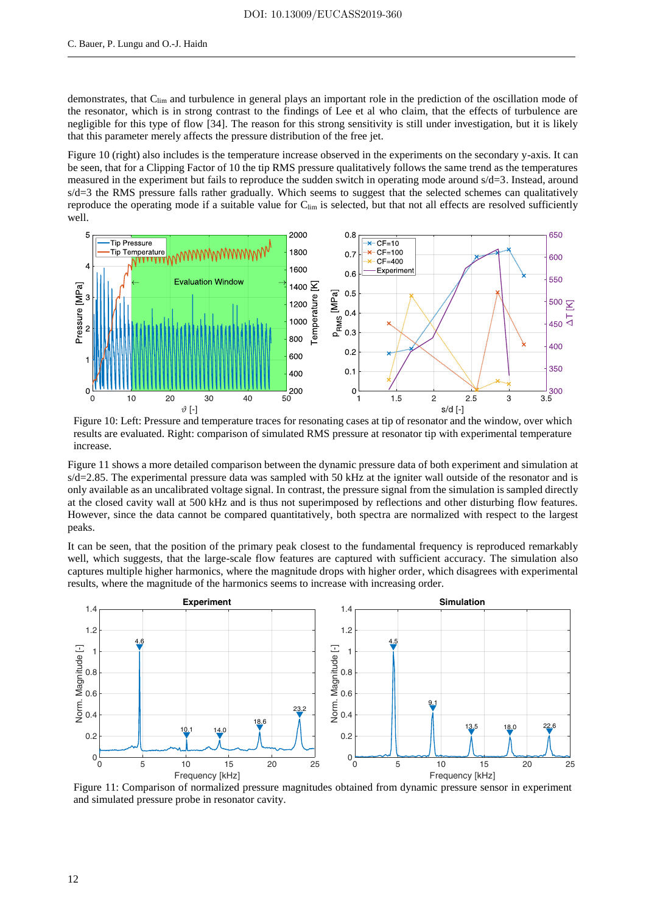demonstrates, that $C_{lim}$ and turbulence in general plays an important role in the prediction of the oscillation mode of the resonator, which is in strong contrast to the findings of Lee et al who claim, that the effects of turbulence are negligible for this type of flow [34]. The reason for this strong sensitivity is still under investigation, but it is likely that this parameter merely affects the pressure distribution of the free jet.

Figure 10 (right) also includes is the temperature increase observed in the experiments on the secondary y-axis. It can be seen, that for a Clipping Factor of 10 the tip RMS pressure qualitatively follows the same trend as the temperatures measured in the experiment but fails to reproduce the sudden switch in operating mode around s/d=3. Instead, around s/d=3 the RMS pressure falls rather gradually. Which seems to suggest that the selected schemes can qualitatively reproduce the operating mode if a suitable value for $C_{lim}$ is selected, but that not all effects are resolved sufficiently well.

Figure 10: Left: Pressure and temperature traces for resonating cases at tip of resonator and the window, over which results are evaluated. Right: comparison of simulated RMS pressure at resonator tip with experimental temperature increase.

Figure 11 shows a more detailed comparison between the dynamic pressure data of both experiment and simulation at s/d=2.85. The experimental pressure data was sampled with 50 kHz at the igniter wall outside of the resonator and is only available as an uncalibrated voltage signal. In contrast, the pressure signal from the simulation is sampled directly at the closed cavity wall at 500 kHz and is thus not superimposed by reflections and other disturbing flow features. However, since the data cannot be compared quantitatively, both spectra are normalized with respect to the largest peaks.

It can be seen, that the position of the primary peak closest to the fundamental frequency is reproduced remarkably well, which suggests, that the large-scale flow features are captured with sufficient accuracy. The simulation also captures multiple higher harmonics, where the magnitude drops with higher order, which disagrees with experimental results, where the magnitude of the harmonics seems to increase with increasing order.

Figure 11: Comparison of normalized pressure magnitudes obtained from dynamic pressure sensor in experiment and simulated pressure probe in resonator cavity.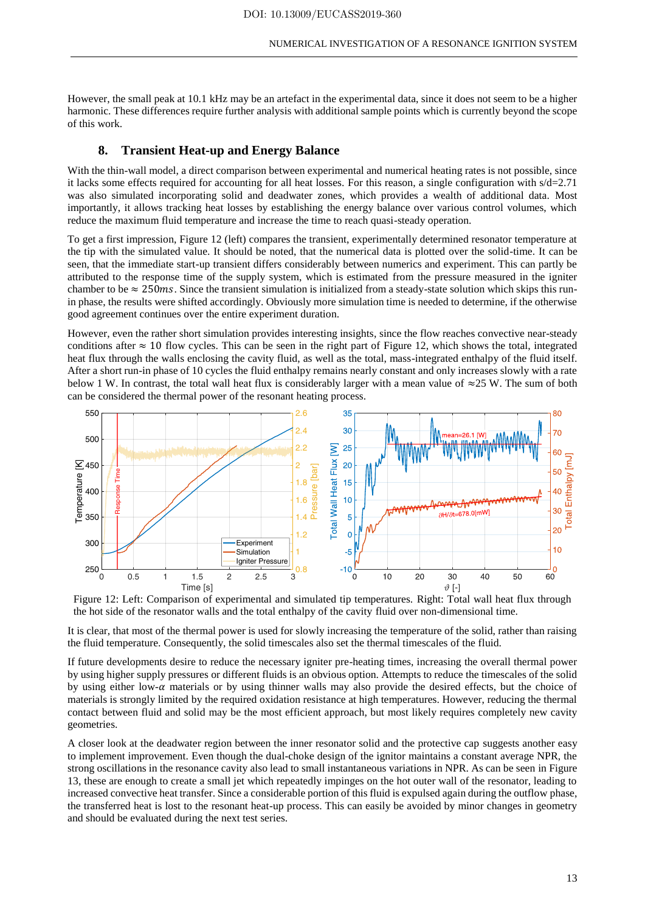However, the small peak at 10.1 kHz may be an artefact in the experimental data, since it does not seem to be a higher harmonic. These differences require further analysis with additional sample points which is currently beyond the scope of this work.

## 8. Transient Heat-up and Energy Balance

With the thin-wall model, a direct comparison between experimental and numerical heating rates is not possible, since it lacks some effects required for accounting for all heat losses. For this reason, a single configuration with s/d=2.71 was also simulated incorporating solid and deadwater zones, which provides a wealth of additional data. Most importantly, it allows tracking heat losses by establishing the energy balance over various control volumes, which reduce the maximum fluid temperature and increase the time to reach quasi-steady operation.

To get a first impression, Figure 12 (left) compares the transient, experimentally determined resonator temperature at the tip with the simulated value. It should be noted, that the numerical data is plotted over the solid-time. It can be seen, that the immediate start-up transient differs considerably between numerics and experiment. This can partly be attributed to the response time of the supply system, which is estimated from the pressure measured in the igniter chamber to be $\approx 250ms$. Since the transient simulation is initialized from a steady-state solution which skips this run-in phase, the results were shifted accordingly. Obviously more simulation time is needed to determine, if the otherwise good agreement continues over the entire experiment duration.

However, even the rather short simulation provides interesting insights, since the flow reaches convective near-steady conditions after $\approx 10$ flow cycles. This can be seen in the right part of Figure 12, which shows the total, integrated heat flux through the walls enclosing the cavity fluid, as well as the total, mass-integrated enthalpy of the fluid itself. After a short run-in phase of 10 cycles the fluid enthalpy remains nearly constant and only increases slowly with a rate below 1 W. In contrast, the total wall heat flux is considerably larger with a mean value of $\approx$25 W. The sum of both can be considered the thermal power of the resonant heating process.

Figure 12: Left: Comparison of experimental and simulated tip temperatures. Right: Total wall heat flux through the hot side of the resonator walls and the total enthalpy of the cavity fluid over non-dimensional time.

It is clear, that most of the thermal power is used for slowly increasing the temperature of the solid, rather than raising the fluid temperature. Consequently, the solid timescales also set the thermal timescales of the fluid.

If future developments desire to reduce the necessary igniter pre-heating times, increasing the overall thermal power by using higher supply pressures or different fluids is an obvious option. Attempts to reduce the timescales of the solid by using either low-$\alpha$ materials or by using thinner walls may also provide the desired effects, but the choice of materials is strongly limited by the required oxidation resistance at high temperatures. However, reducing the thermal contact between fluid and solid may be the most efficient approach, but most likely requires completely new cavity geometries.

A closer look at the deadwater region between the inner resonator solid and the protective cap suggests another easy to implement improvement. Even though the dual-choke design of the ignitor maintains a constant average NPR, the strong oscillations in the resonance cavity also lead to small instantaneous variations in NPR. As can be seen in Figure 13, these are enough to create a small jet which repeatedly impinges on the hot outer wall of the resonator, leading to increased convective heat transfer. Since a considerable portion of this fluid is expulsed again during the outflow phase, the transferred heat is lost to the resonant heat-up process. This can easily be avoided by minor changes in geometry and should be evaluated during the next test series.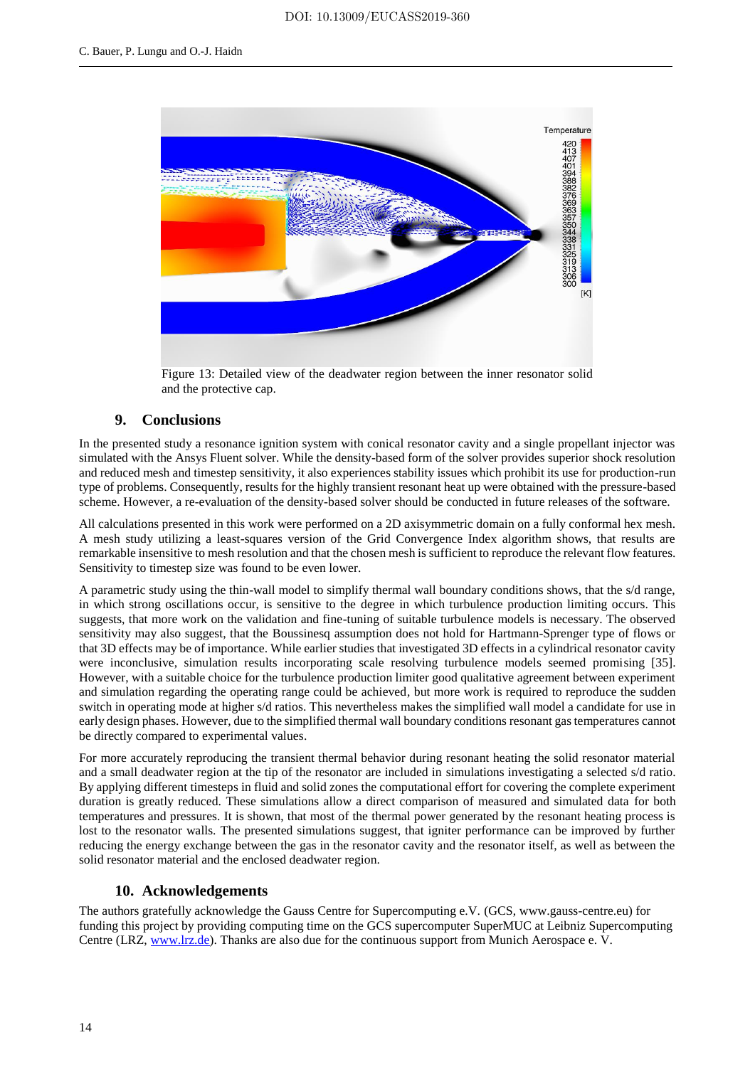Figure 13: Detailed view of the deadwater region between the inner resonator solid and the protective cap.

## 9. Conclusions

In the presented study a resonance ignition system with conical resonator cavity and a single propellant injector was simulated with the Ansys Fluent solver. While the density-based form of the solver provides superior shock resolution and reduced mesh and timestep sensitivity, it also experiences stability issues which prohibit its use for production-run type of problems. Consequently, results for the highly transient resonant heat up were obtained with the pressure-based scheme. However, a re-evaluation of the density-based solver should be conducted in future releases of the software.

All calculations presented in this work were performed on a 2D axisymmetric domain on a fully conformal hex mesh. A mesh study utilizing a least-squares version of the Grid Convergence Index algorithm shows, that results are remarkable insensitive to mesh resolution and that the chosen mesh is sufficient to reproduce the relevant flow features. Sensitivity to timestep size was found to be even lower.

A parametric study using the thin-wall model to simplify thermal wall boundary conditions shows, that the s/d range, in which strong oscillations occur, is sensitive to the degree in which turbulence production limiting occurs. This suggests, that more work on the validation and fine-tuning of suitable turbulence models is necessary. The observed sensitivity may also suggest, that the Boussinesq assumption does not hold for Hartmann-Sprenger type of flows or that 3D effects may be of importance. While earlier studies that investigated 3D effects in a cylindrical resonator cavity were inconclusive, simulation results incorporating scale resolving turbulence models seemed promising [35]. However, with a suitable choice for the turbulence production limiter good qualitative agreement between experiment and simulation regarding the operating range could be achieved, but more work is required to reproduce the sudden switch in operating mode at higher s/d ratios. This nevertheless makes the simplified wall model a candidate for use in early design phases. However, due to the simplified thermal wall boundary conditions resonant gas temperatures cannot be directly compared to experimental values.

For more accurately reproducing the transient thermal behavior during resonant heating the solid resonator material and a small deadwater region at the tip of the resonator are included in simulations investigating a selected s/d ratio. By applying different timesteps in fluid and solid zones the computational effort for covering the complete experiment duration is greatly reduced. These simulations allow a direct comparison of measured and simulated data for both temperatures and pressures. It is shown, that most of the thermal power generated by the resonant heating process is lost to the resonator walls. The presented simulations suggest, that igniter performance can be improved by further reducing the energy exchange between the gas in the resonator cavity and the resonator itself, as well as between the solid resonator material and the enclosed deadwater region.

## 10. Acknowledgements

The authors gratefully acknowledge the Gauss Centre for Supercomputing e.V. (GCS, www.gauss-centre.eu) for funding this project by providing computing time on the GCS supercomputer SuperMUC at Leibniz Supercomputing Centre (LRZ, www.lrz.de). Thanks are also due for the continuous support from Munich Aerospace e. V.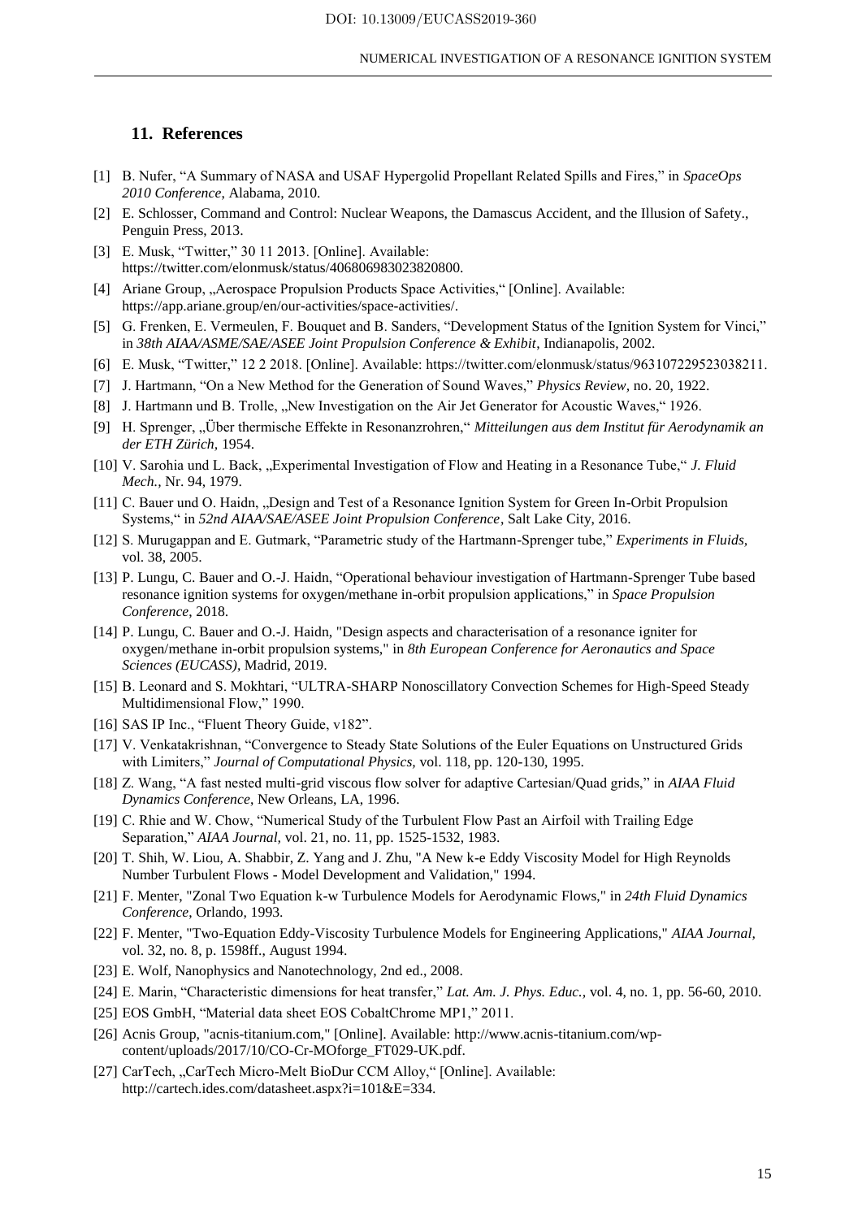## 11. References

[1] B. Nufer, “A Summary of NASA and USAF Hypergolid Propellant Related Spills and Fires,” in *SpaceOps 2010 Conference*, Alabama, 2010.

[2] E. Schlosser, Command and Control: Nuclear Weapons, the Damascus Accident, and the Illusion of Safety., Penguin Press, 2013.

[3] E. Musk, “Twitter,” 30 11 2013. [Online]. Available: https://twitter.com/elonmusk/status/406806983023820800.

[4] Ariane Group, „Aerospace Propulsion Products Space Activities,“ [Online]. Available: https://app.ariane.group/en/our-activities/space-activities/.

[5] G. Frenken, E. Vermeulen, F. Bouquet and B. Sanders, “Development Status of the Ignition System for Vinci,” in *38th AIAA/ASME/SAE/ASEE Joint Propulsion Conference & Exhibit*, Indianapolis, 2002.

[6] E. Musk, “Twitter,” 12 2 2018. [Online]. Available: https://twitter.com/elonmusk/status/963107229523038211.

[7] J. Hartmann, “On a New Method for the Generation of Sound Waves,” *Physics Review,* no. 20, 1922.

[8] J. Hartmann und B. Trolle, „New Investigation on the Air Jet Generator for Acoustic Waves,“ 1926.

[9] H. Sprenger, „Über thermische Effekte in Resonanzrohren,“ *Mitteilungen aus dem Institut für Aerodynamik an der ETH Zürich,* 1954.

[10] V. Sarohia und L. Back, „Experimental Investigation of Flow and Heating in a Resonance Tube,“ *J. Fluid Mech.,* Nr. 94, 1979.

[11] C. Bauer und O. Haidn, „Design and Test of a Resonance Ignition System for Green In-Orbit Propulsion Systems,“ in *52nd AIAA/SAE/ASEE Joint Propulsion Conference*, Salt Lake City, 2016.

[12] S. Murugappan and E. Gutmark, “Parametric study of the Hartmann-Sprenger tube,” *Experiments in Fluids,* vol. 38, 2005.

[13] P. Lungu, C. Bauer and O.-J. Haidn, “Operational behaviour investigation of Hartmann-Sprenger Tube based resonance ignition systems for oxygen/methane in-orbit propulsion applications,” in *Space Propulsion Conference*, 2018.

[14] P. Lungu, C. Bauer and O.-J. Haidn, "Design aspects and characterisation of a resonance igniter for oxygen/methane in-orbit propulsion systems," in *8th European Conference for Aeronautics and Space Sciences (EUCASS)*, Madrid, 2019.

[15] B. Leonard and S. Mokhtari, “ULTRA-SHARP Nonoscillatory Convection Schemes for High-Speed Steady Multidimensional Flow,” 1990.

[16] SAS IP Inc., “Fluent Theory Guide, v182”.

[17] V. Venkatakrishnan, “Convergence to Steady State Solutions of the Euler Equations on Unstructured Grids with Limiters,” *Journal of Computational Physics,* vol. 118, pp. 120-130, 1995.

[18] Z. Wang, “A fast nested multi-grid viscous flow solver for adaptive Cartesian/Quad grids,” in *AIAA Fluid Dynamics Conference*, New Orleans, LA, 1996.

[19] C. Rhie and W. Chow, “Numerical Study of the Turbulent Flow Past an Airfoil with Trailing Edge Separation,” *AIAA Journal,* vol. 21, no. 11, pp. 1525-1532, 1983.

[20] T. Shih, W. Liou, A. Shabbir, Z. Yang and J. Zhu, "A New k-e Eddy Viscosity Model for High Reynolds Number Turbulent Flows - Model Development and Validation," 1994.

[21] F. Menter, "Zonal Two Equation k-w Turbulence Models for Aerodynamic Flows," in *24th Fluid Dynamics Conference*, Orlando, 1993.

[22] F. Menter, "Two-Equation Eddy-Viscosity Turbulence Models for Engineering Applications," *AIAA Journal,* vol. 32, no. 8, p. 1598ff., August 1994.

[23] E. Wolf, Nanophysics and Nanotechnology, 2nd ed., 2008.

[24] E. Marin, “Characteristic dimensions for heat transfer,” *Lat. Am. J. Phys. Educ.,* vol. 4, no. 1, pp. 56-60, 2010.

[25] EOS GmbH, “Material data sheet EOS CobaltChrome MP1,” 2011.

[26] Acnis Group, "acnis-titanium.com," [Online]. Available: http://www.acnis-titanium.com/wp-content/uploads/2017/10/CO-Cr-MOforge_FT029-UK.pdf.

[27] CarTech, „CarTech Micro-Melt BioDur CCM Alloy,“ [Online]. Available: http://cartech.ides.com/datasheet.aspx?i=101&E=334.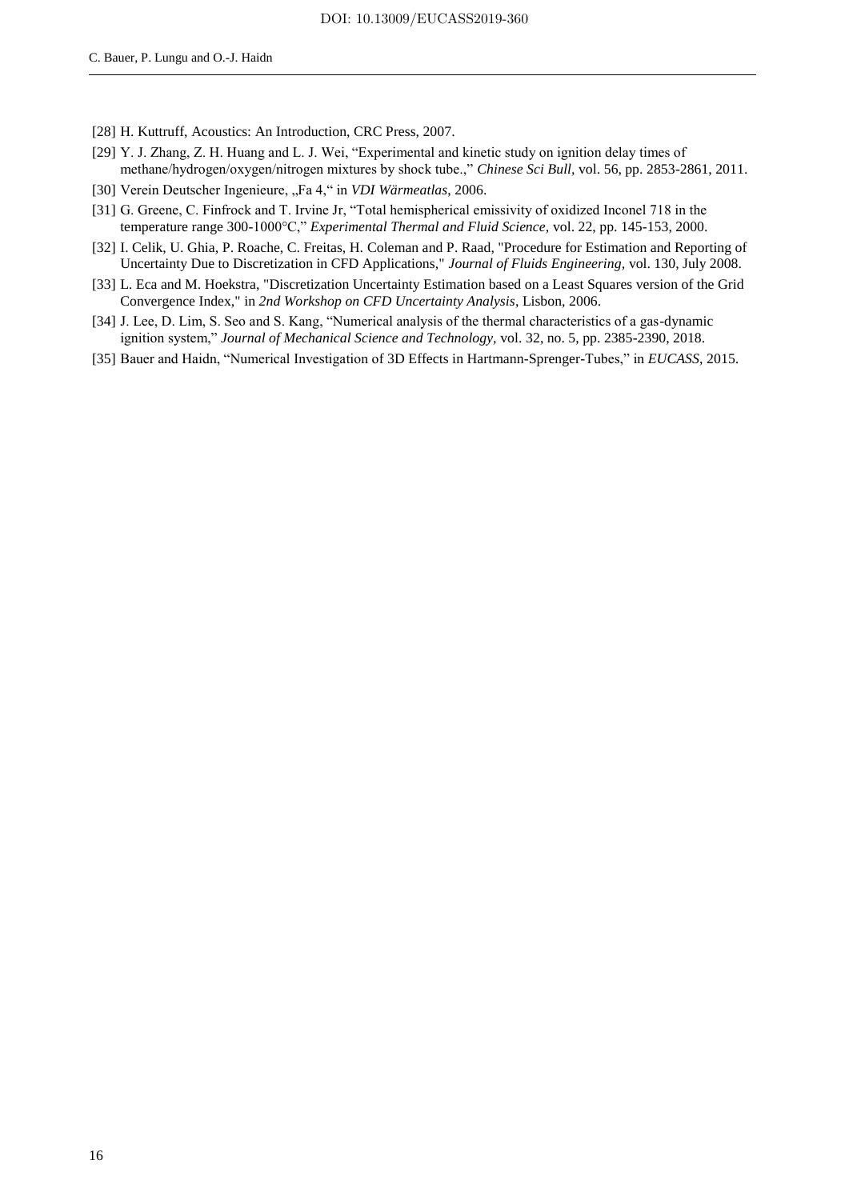[28] H. Kuttruff, Acoustics: An Introduction, CRC Press, 2007.

[29] Y. J. Zhang, Z. H. Huang and L. J. Wei, "Experimental and kinetic study on ignition delay times of methane/hydrogen/oxygen/nitrogen mixtures by shock tube.," *Chinese Sci Bull*, vol. 56, pp. 2853-2861, 2011.

[30] Verein Deutscher Ingenieure, „Fa 4," in *VDI Wärmeatlas*, 2006.

[31] G. Greene, C. Finfrock and T. Irvine Jr, "Total hemispherical emissivity of oxidized Inconel 718 in the temperature range 300-1000°C," *Experimental Thermal and Fluid Science,* vol. 22, pp. 145-153, 2000.

[32] I. Celik, U. Ghia, P. Roache, C. Freitas, H. Coleman and P. Raad, "Procedure for Estimation and Reporting of Uncertainty Due to Discretization in CFD Applications," *Journal of Fluids Engineering*, vol. 130, July 2008.

[33] L. Eca and M. Hoekstra, "Discretization Uncertainty Estimation based on a Least Squares version of the Grid Convergence Index," in *2nd Workshop on CFD Uncertainty Analysis*, Lisbon, 2006.

[34] J. Lee, D. Lim, S. Seo and S. Kang, "Numerical analysis of the thermal characteristics of a gas-dynamic ignition system," *Journal of Mechanical Science and Technology,* vol. 32, no. 5, pp. 2385-2390, 2018.

[35] Bauer and Haidn, "Numerical Investigation of 3D Effects in Hartmann-Sprenger-Tubes," in *EUCASS*, 2015.